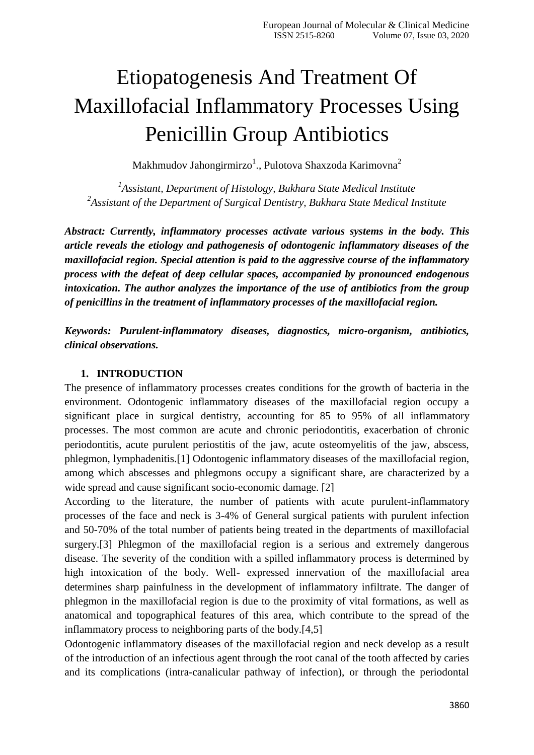# Etiopatogenesis And Treatment Of Maxillofacial Inflammatory Processes Using Penicillin Group Antibiotics

Makhmudov Jahongirmirzo[1]., Pulotova Shaxzoda Karimovna[2]

[1]*Assistant, Department of Histology, Bukhara State Medical Institute*
[2]*Assistant of the Department of Surgical Dentistry, Bukhara State Medical Institute*

***Abstract: Currently, inflammatory processes activate various systems in the body. This article reveals the etiology and pathogenesis of odontogenic inflammatory diseases of the maxillofacial region. Special attention is paid to the aggressive course of the inflammatory process with the defeat of deep cellular spaces, accompanied by pronounced endogenous intoxication. The author analyzes the importance of the use of antibiotics from the group of penicillins in the treatment of inflammatory processes of the maxillofacial region.***

***Keywords: Purulent-inflammatory diseases, diagnostics, micro-organism, antibiotics, clinical observations.***

## 1. INTRODUCTION

The presence of inflammatory processes creates conditions for the growth of bacteria in the environment. Odontogenic inflammatory diseases of the maxillofacial region occupy a significant place in surgical dentistry, accounting for 85 to 95% of all inflammatory processes. The most common are acute and chronic periodontitis, exacerbation of chronic periodontitis, acute purulent periostitis of the jaw, acute osteomyelitis of the jaw, abscess, phlegmon, lymphadenitis.[1] Odontogenic inflammatory diseases of the maxillofacial region, among which abscesses and phlegmons occupy a significant share, are characterized by a wide spread and cause significant socio-economic damage. [2]

According to the literature, the number of patients with acute purulent-inflammatory processes of the face and neck is 3-4% of General surgical patients with purulent infection and 50-70% of the total number of patients being treated in the departments of maxillofacial surgery.[3] Phlegmon of the maxillofacial region is a serious and extremely dangerous disease. The severity of the condition with a spilled inflammatory process is determined by high intoxication of the body. Well- expressed innervation of the maxillofacial area determines sharp painfulness in the development of inflammatory infiltrate. The danger of phlegmon in the maxillofacial region is due to the proximity of vital formations, as well as anatomical and topographical features of this area, which contribute to the spread of the inflammatory process to neighboring parts of the body.[4,5]

Odontogenic inflammatory diseases of the maxillofacial region and neck develop as a result of the introduction of an infectious agent through the root canal of the tooth affected by caries and its complications (intra-canalicular pathway of infection), or through the periodontal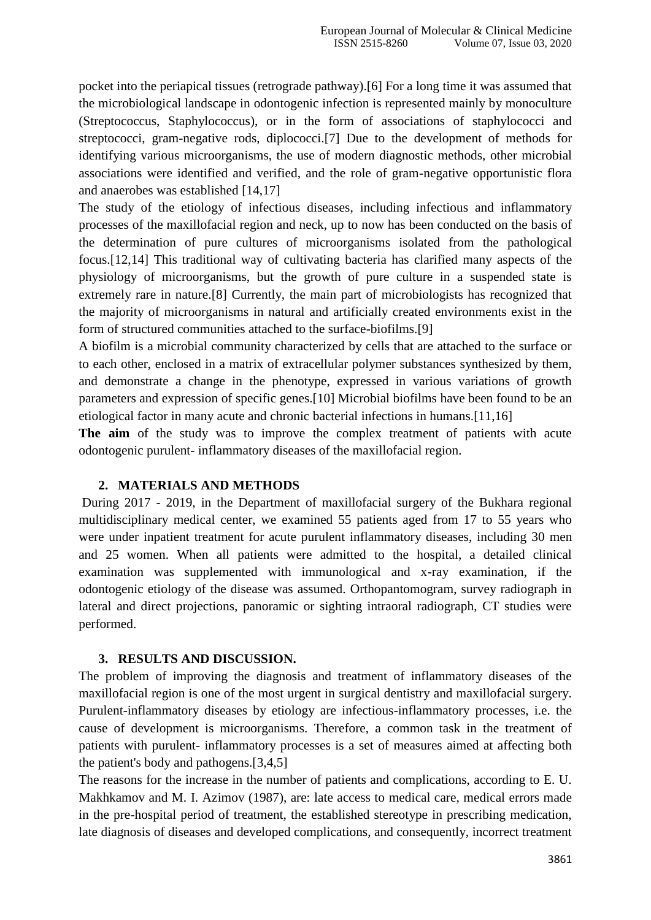pocket into the periapical tissues (retrograde pathway).[6] For a long time it was assumed that the microbiological landscape in odontogenic infection is represented mainly by monoculture (Streptococcus, Staphylococcus), or in the form of associations of staphylococci and streptococci, gram-negative rods, diplococci.[7] Due to the development of methods for identifying various microorganisms, the use of modern diagnostic methods, other microbial associations were identified and verified, and the role of gram-negative opportunistic flora and anaerobes was established [14,17]

The study of the etiology of infectious diseases, including infectious and inflammatory processes of the maxillofacial region and neck, up to now has been conducted on the basis of the determination of pure cultures of microorganisms isolated from the pathological focus.[12,14] This traditional way of cultivating bacteria has clarified many aspects of the physiology of microorganisms, but the growth of pure culture in a suspended state is extremely rare in nature.[8] Currently, the main part of microbiologists has recognized that the majority of microorganisms in natural and artificially created environments exist in the form of structured communities attached to the surface-biofilms.[9]

A biofilm is a microbial community characterized by cells that are attached to the surface or to each other, enclosed in a matrix of extracellular polymer substances synthesized by them, and demonstrate a change in the phenotype, expressed in various variations of growth parameters and expression of specific genes.[10] Microbial biofilms have been found to be an etiological factor in many acute and chronic bacterial infections in humans.[11,16]

**The aim** of the study was to improve the complex treatment of patients with acute odontogenic purulent- inflammatory diseases of the maxillofacial region.

## 2. MATERIALS AND METHODS

During 2017 - 2019, in the Department of maxillofacial surgery of the Bukhara regional multidisciplinary medical center, we examined 55 patients aged from 17 to 55 years who were under inpatient treatment for acute purulent inflammatory diseases, including 30 men and 25 women. When all patients were admitted to the hospital, a detailed clinical examination was supplemented with immunological and x-ray examination, if the odontogenic etiology of the disease was assumed. Orthopantomogram, survey radiograph in lateral and direct projections, panoramic or sighting intraoral radiograph, CT studies were performed.

## 3. RESULTS AND DISCUSSION.

The problem of improving the diagnosis and treatment of inflammatory diseases of the maxillofacial region is one of the most urgent in surgical dentistry and maxillofacial surgery. Purulent-inflammatory diseases by etiology are infectious-inflammatory processes, i.e. the cause of development is microorganisms. Therefore, a common task in the treatment of patients with purulent- inflammatory processes is a set of measures aimed at affecting both the patient's body and pathogens.[3,4,5]

The reasons for the increase in the number of patients and complications, according to E. U. Makhkamov and M. I. Azimov (1987), are: late access to medical care, medical errors made in the pre-hospital period of treatment, the established stereotype in prescribing medication, late diagnosis of diseases and developed complications, and consequently, incorrect treatment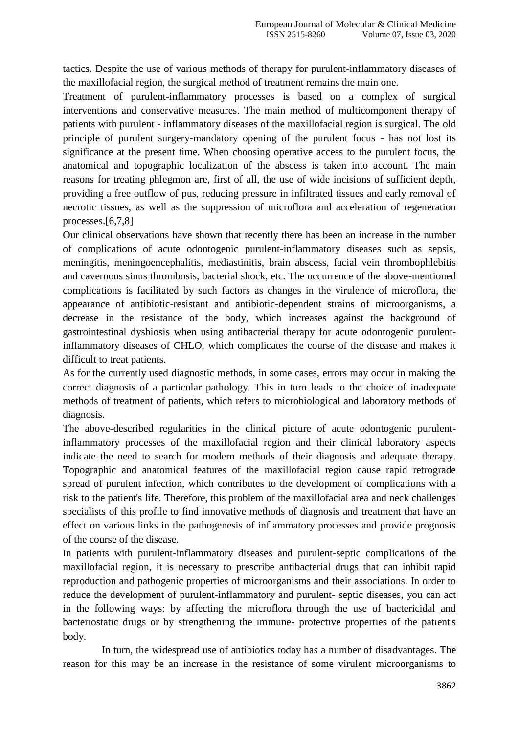tactics. Despite the use of various methods of therapy for purulent-inflammatory diseases of the maxillofacial region, the surgical method of treatment remains the main one.

Treatment of purulent-inflammatory processes is based on a complex of surgical interventions and conservative measures. The main method of multicomponent therapy of patients with purulent - inflammatory diseases of the maxillofacial region is surgical. The old principle of purulent surgery-mandatory opening of the purulent focus - has not lost its significance at the present time. When choosing operative access to the purulent focus, the anatomical and topographic localization of the abscess is taken into account. The main reasons for treating phlegmon are, first of all, the use of wide incisions of sufficient depth, providing a free outflow of pus, reducing pressure in infiltrated tissues and early removal of necrotic tissues, as well as the suppression of microflora and acceleration of regeneration processes.[6,7,8]

Our clinical observations have shown that recently there has been an increase in the number of complications of acute odontogenic purulent-inflammatory diseases such as sepsis, meningitis, meningoencephalitis, mediastinitis, brain abscess, facial vein thrombophlebitis and cavernous sinus thrombosis, bacterial shock, etc. The occurrence of the above-mentioned complications is facilitated by such factors as changes in the virulence of microflora, the appearance of antibiotic-resistant and antibiotic-dependent strains of microorganisms, a decrease in the resistance of the body, which increases against the background of gastrointestinal dysbiosis when using antibacterial therapy for acute odontogenic purulent-inflammatory diseases of CHLO, which complicates the course of the disease and makes it difficult to treat patients.

As for the currently used diagnostic methods, in some cases, errors may occur in making the correct diagnosis of a particular pathology. This in turn leads to the choice of inadequate methods of treatment of patients, which refers to microbiological and laboratory methods of diagnosis.

The above-described regularities in the clinical picture of acute odontogenic purulent-inflammatory processes of the maxillofacial region and their clinical laboratory aspects indicate the need to search for modern methods of their diagnosis and adequate therapy. Topographic and anatomical features of the maxillofacial region cause rapid retrograde spread of purulent infection, which contributes to the development of complications with a risk to the patient's life. Therefore, this problem of the maxillofacial area and neck challenges specialists of this profile to find innovative methods of diagnosis and treatment that have an effect on various links in the pathogenesis of inflammatory processes and provide prognosis of the course of the disease.

In patients with purulent-inflammatory diseases and purulent-septic complications of the maxillofacial region, it is necessary to prescribe antibacterial drugs that can inhibit rapid reproduction and pathogenic properties of microorganisms and their associations. In order to reduce the development of purulent-inflammatory and purulent- septic diseases, you can act in the following ways: by affecting the microflora through the use of bactericidal and bacteriostatic drugs or by strengthening the immune- protective properties of the patient's body.

In turn, the widespread use of antibiotics today has a number of disadvantages. The reason for this may be an increase in the resistance of some virulent microorganisms to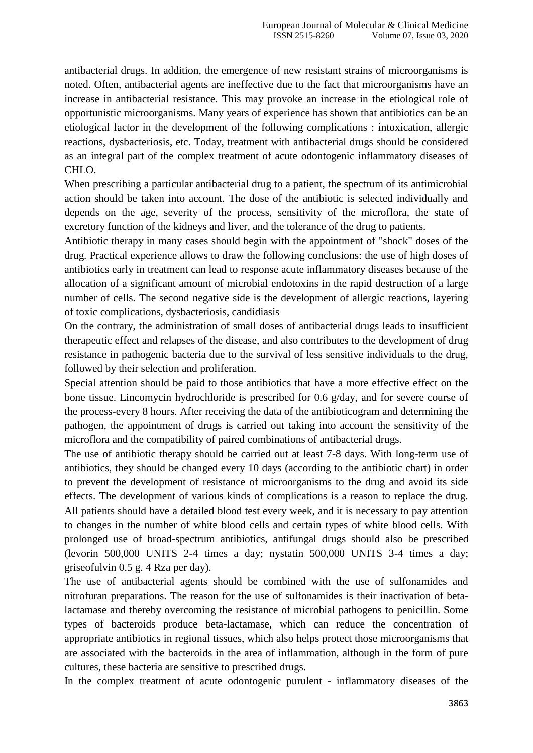antibacterial drugs. In addition, the emergence of new resistant strains of microorganisms is noted. Often, antibacterial agents are ineffective due to the fact that microorganisms have an increase in antibacterial resistance. This may provoke an increase in the etiological role of opportunistic microorganisms. Many years of experience has shown that antibiotics can be an etiological factor in the development of the following complications : intoxication, allergic reactions, dysbacteriosis, etc. Today, treatment with antibacterial drugs should be considered as an integral part of the complex treatment of acute odontogenic inflammatory diseases of CHLO.

When prescribing a particular antibacterial drug to a patient, the spectrum of its antimicrobial action should be taken into account. The dose of the antibiotic is selected individually and depends on the age, severity of the process, sensitivity of the microflora, the state of excretory function of the kidneys and liver, and the tolerance of the drug to patients.

Antibiotic therapy in many cases should begin with the appointment of "shock" doses of the drug. Practical experience allows to draw the following conclusions: the use of high doses of antibiotics early in treatment can lead to response acute inflammatory diseases because of the allocation of a significant amount of microbial endotoxins in the rapid destruction of a large number of cells. The second negative side is the development of allergic reactions, layering of toxic complications, dysbacteriosis, candidiasis

On the contrary, the administration of small doses of antibacterial drugs leads to insufficient therapeutic effect and relapses of the disease, and also contributes to the development of drug resistance in pathogenic bacteria due to the survival of less sensitive individuals to the drug, followed by their selection and proliferation.

Special attention should be paid to those antibiotics that have a more effective effect on the bone tissue. Lincomycin hydrochloride is prescribed for 0.6 g/day, and for severe course of the process-every 8 hours. After receiving the data of the antibioticogram and determining the pathogen, the appointment of drugs is carried out taking into account the sensitivity of the microflora and the compatibility of paired combinations of antibacterial drugs.

The use of antibiotic therapy should be carried out at least 7-8 days. With long-term use of antibiotics, they should be changed every 10 days (according to the antibiotic chart) in order to prevent the development of resistance of microorganisms to the drug and avoid its side effects. The development of various kinds of complications is a reason to replace the drug. All patients should have a detailed blood test every week, and it is necessary to pay attention to changes in the number of white blood cells and certain types of white blood cells. With prolonged use of broad-spectrum antibiotics, antifungal drugs should also be prescribed (levorin 500,000 UNITS 2-4 times a day; nystatin 500,000 UNITS 3-4 times a day; griseofulvin 0.5 g. 4 Rza per day).

The use of antibacterial agents should be combined with the use of sulfonamides and nitrofuran preparations. The reason for the use of sulfonamides is their inactivation of beta-lactamase and thereby overcoming the resistance of microbial pathogens to penicillin. Some types of bacteroids produce beta-lactamase, which can reduce the concentration of appropriate antibiotics in regional tissues, which also helps protect those microorganisms that are associated with the bacteroids in the area of inflammation, although in the form of pure cultures, these bacteria are sensitive to prescribed drugs.

In the complex treatment of acute odontogenic purulent - inflammatory diseases of the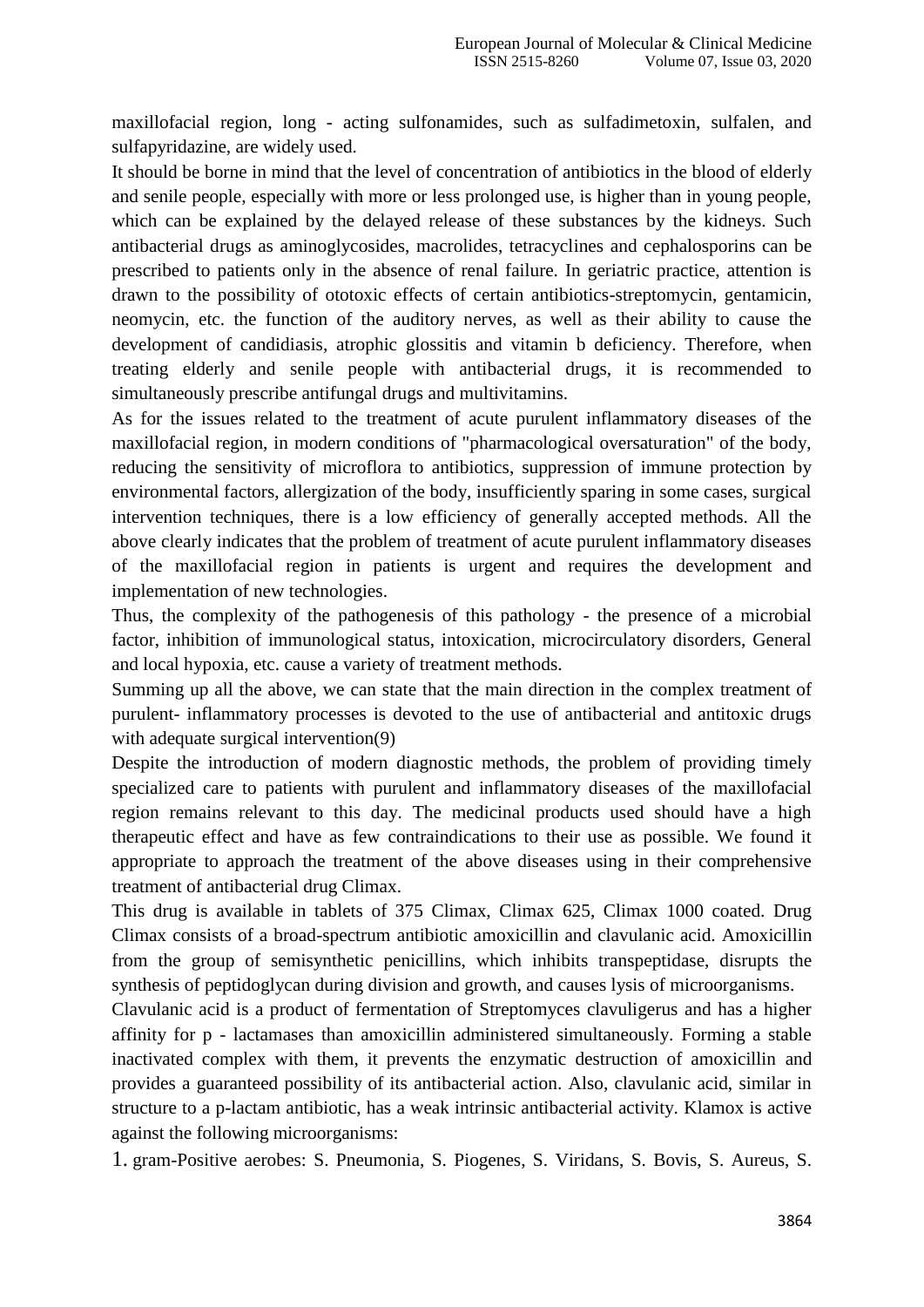maxillofacial region, long - acting sulfonamides, such as sulfadimetoxin, sulfalen, and sulfapyridazine, are widely used.

It should be borne in mind that the level of concentration of antibiotics in the blood of elderly and senile people, especially with more or less prolonged use, is higher than in young people, which can be explained by the delayed release of these substances by the kidneys. Such antibacterial drugs as aminoglycosides, macrolides, tetracyclines and cephalosporins can be prescribed to patients only in the absence of renal failure. In geriatric practice, attention is drawn to the possibility of ototoxic effects of certain antibiotics-streptomycin, gentamicin, neomycin, etc. the function of the auditory nerves, as well as their ability to cause the development of candidiasis, atrophic glossitis and vitamin b deficiency. Therefore, when treating elderly and senile people with antibacterial drugs, it is recommended to simultaneously prescribe antifungal drugs and multivitamins.

As for the issues related to the treatment of acute purulent inflammatory diseases of the maxillofacial region, in modern conditions of "pharmacological oversaturation" of the body, reducing the sensitivity of microflora to antibiotics, suppression of immune protection by environmental factors, allergization of the body, insufficiently sparing in some cases, surgical intervention techniques, there is a low efficiency of generally accepted methods. All the above clearly indicates that the problem of treatment of acute purulent inflammatory diseases of the maxillofacial region in patients is urgent and requires the development and implementation of new technologies.

Thus, the complexity of the pathogenesis of this pathology - the presence of a microbial factor, inhibition of immunological status, intoxication, microcirculatory disorders, General and local hypoxia, etc. cause a variety of treatment methods.

Summing up all the above, we can state that the main direction in the complex treatment of purulent- inflammatory processes is devoted to the use of antibacterial and antitoxic drugs with adequate surgical intervention(9)

Despite the introduction of modern diagnostic methods, the problem of providing timely specialized care to patients with purulent and inflammatory diseases of the maxillofacial region remains relevant to this day. The medicinal products used should have a high therapeutic effect and have as few contraindications to their use as possible. We found it appropriate to approach the treatment of the above diseases using in their comprehensive treatment of antibacterial drug Climax.

This drug is available in tablets of 375 Climax, Climax 625, Climax 1000 coated. Drug Climax consists of a broad-spectrum antibiotic amoxicillin and clavulanic acid. Amoxicillin from the group of semisynthetic penicillins, which inhibits transpeptidase, disrupts the synthesis of peptidoglycan during division and growth, and causes lysis of microorganisms.

Clavulanic acid is a product of fermentation of Streptomyces clavuligerus and has a higher affinity for p - lactamases than amoxicillin administered simultaneously. Forming a stable inactivated complex with them, it prevents the enzymatic destruction of amoxicillin and provides a guaranteed possibility of its antibacterial action. Also, clavulanic acid, similar in structure to a p-lactam antibiotic, has a weak intrinsic antibacterial activity. Klamox is active against the following microorganisms:

1. gram-Positive aerobes: S. Pneumonia, S. Piogenes, S. Viridans, S. Bovis, S. Aureus, S.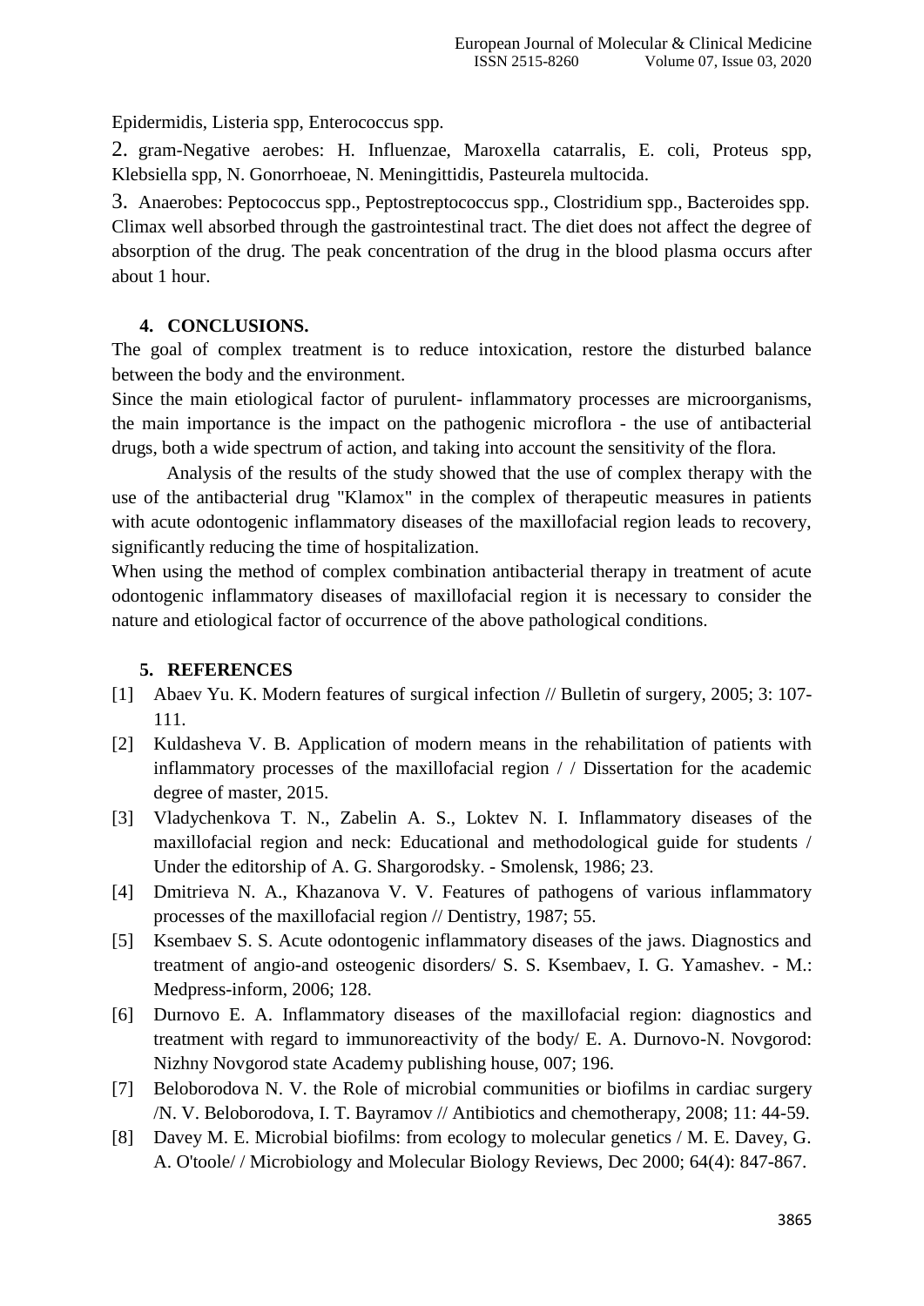Epidermidis, Listeria spp, Enterococcus spp.

2. gram-Negative aerobes: H. Influenzae, Maroxella catarralis, E. coli, Proteus spp, Klebsiella spp, N. Gonorrhoeae, N. Meningittidis, Pasteurela multocida.

3. Anaerobes: Peptococcus spp., Peptostreptococcus spp., Clostridium spp., Bacteroides spp. Climax well absorbed through the gastrointestinal tract. The diet does not affect the degree of absorption of the drug. The peak concentration of the drug in the blood plasma occurs after about 1 hour.

## 4. CONCLUSIONS.

The goal of complex treatment is to reduce intoxication, restore the disturbed balance between the body and the environment.

Since the main etiological factor of purulent- inflammatory processes are microorganisms, the main importance is the impact on the pathogenic microflora - the use of antibacterial drugs, both a wide spectrum of action, and taking into account the sensitivity of the flora.

Analysis of the results of the study showed that the use of complex therapy with the use of the antibacterial drug "Klamox" in the complex of therapeutic measures in patients with acute odontogenic inflammatory diseases of the maxillofacial region leads to recovery, significantly reducing the time of hospitalization.

When using the method of complex combination antibacterial therapy in treatment of acute odontogenic inflammatory diseases of maxillofacial region it is necessary to consider the nature and etiological factor of occurrence of the above pathological conditions.

## 5. REFERENCES

[1] Abaev Yu. K. Modern features of surgical infection // Bulletin of surgery, 2005; 3: 107-111.

[2] Kuldasheva V. B. Application of modern means in the rehabilitation of patients with inflammatory processes of the maxillofacial region / / Dissertation for the academic degree of master, 2015.

[3] Vladychenkova T. N., Zabelin A. S., Loktev N. I. Inflammatory diseases of the maxillofacial region and neck: Educational and methodological guide for students / Under the editorship of A. G. Shargorodsky. - Smolensk, 1986; 23.

[4] Dmitrieva N. A., Khazanova V. V. Features of pathogens of various inflammatory processes of the maxillofacial region // Dentistry, 1987; 55.

[5] Ksembaev S. S. Acute odontogenic inflammatory diseases of the jaws. Diagnostics and treatment of angio-and osteogenic disorders/ S. S. Ksembaev, I. G. Yamashev. - M.: Medpress-inform, 2006; 128.

[6] Durnovo E. A. Inflammatory diseases of the maxillofacial region: diagnostics and treatment with regard to immunoreactivity of the body/ E. A. Durnovo-N. Novgorod: Nizhny Novgorod state Academy publishing house, 007; 196.

[7] Beloborodova N. V. the Role of microbial communities or biofilms in cardiac surgery /N. V. Beloborodova, I. T. Bayramov // Antibiotics and chemotherapy, 2008; 11: 44-59.

[8] Davey M. E. Microbial biofilms: from ecology to molecular genetics / M. E. Davey, G. A. O'toole/ / Microbiology and Molecular Biology Reviews, Dec 2000; 64(4): 847-867.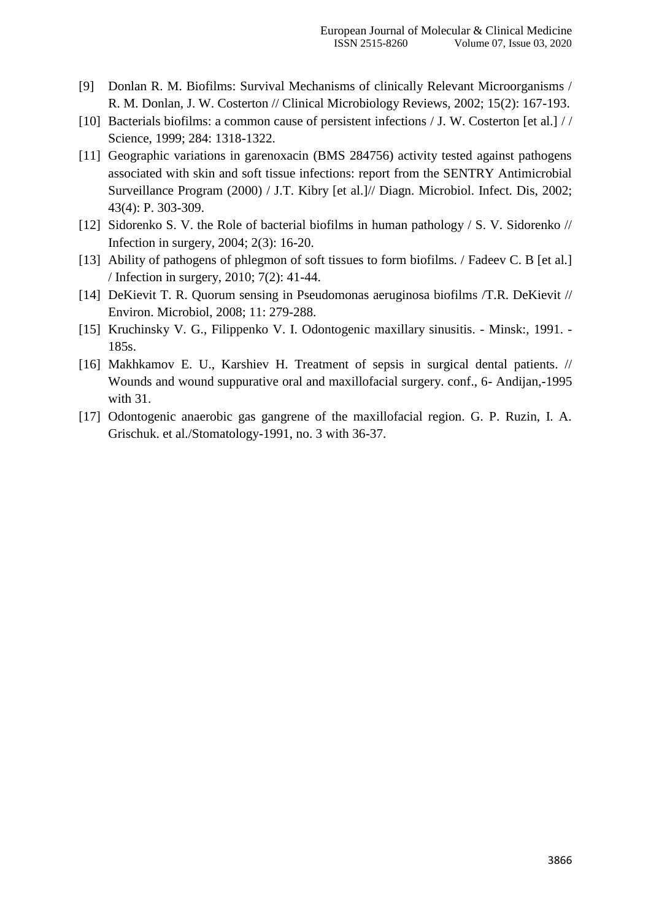[9] Donlan R. M. Biofilms: Survival Mechanisms of clinically Relevant Microorganisms / R. M. Donlan, J. W. Costerton // Clinical Microbiology Reviews, 2002; 15(2): 167-193.

[10] Bacterials biofilms: a common cause of persistent infections / J. W. Costerton [et al.] / / Science, 1999; 284: 1318-1322.

[11] Geographic variations in garenoxacin (BMS 284756) activity tested against pathogens associated with skin and soft tissue infections: report from the SENTRY Antimicrobial Surveillance Program (2000) / J.T. Kibry [et al.]// Diagn. Microbiol. Infect. Dis, 2002; 43(4): P. 303-309.

[12] Sidorenko S. V. the Role of bacterial biofilms in human pathology / S. V. Sidorenko // Infection in surgery, 2004; 2(3): 16-20.

[13] Ability of pathogens of phlegmon of soft tissues to form biofilms. / Fadeev C. B [et al.] / Infection in surgery, 2010; 7(2): 41-44.

[14] DeKievit T. R. Quorum sensing in Pseudomonas aeruginosa biofilms /T.R. DeKievit // Environ. Microbiol, 2008; 11: 279-288.

[15] Kruchinsky V. G., Filippenko V. I. Odontogenic maxillary sinusitis. - Minsk:, 1991. - 185s.

[16] Makhkamov E. U., Karshiev H. Treatment of sepsis in surgical dental patients. // Wounds and wound suppurative oral and maxillofacial surgery. conf., 6- Andijan,-1995 with 31.

[17] Odontogenic anaerobic gas gangrene of the maxillofacial region. G. P. Ruzin, I. A. Grischuk. et al./Stomatology-1991, no. 3 with 36-37.